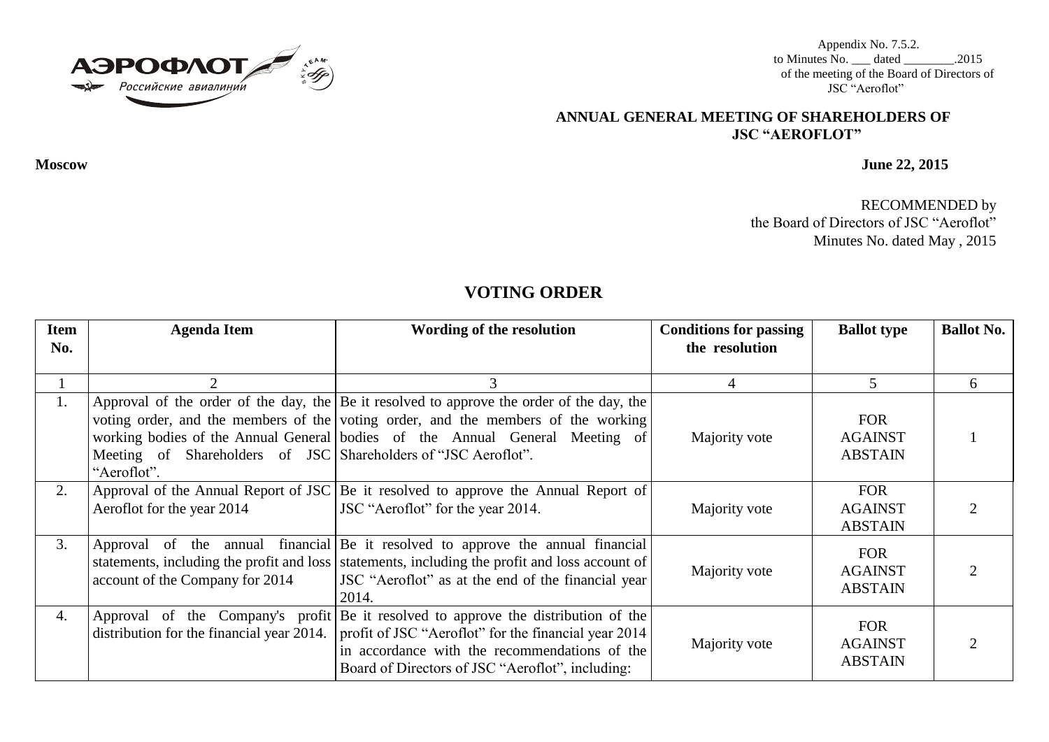Appendix No. 7.5.2.
to Minutes No. ___ dated ________.2015
of the meeting of the Board of Directors of
JSC "Aeroflot"

**ANNUAL GENERAL MEETING OF SHAREHOLDERS OF JSC "AEROFLOT"**

**Moscow** **June 22, 2015**

RECOMMENDED by
the Board of Directors of JSC "Aeroflot"
Minutes No. dated May , 2015

## VOTING ORDER

| Item No. | Agenda Item | Wording of the resolution | Conditions for passing the resolution | Ballot type | Ballot No. |
|---|---|---|---|---|---|
| 1 | 2 | 3 | 4 | 5 | 6 |
| 1. | Approval of the order of the day, the voting order, and the members of the working bodies of the Annual General Meeting of Shareholders of JSC "Aeroflot". | Be it resolved to approve the order of the day, the voting order, and the members of the working bodies of the Annual General Meeting of Shareholders of "JSC Aeroflot". | Majority vote | FOR AGAINST ABSTAIN | 1 |
| 2. | Approval of the Annual Report of JSC Aeroflot for the year 2014 | Be it resolved to approve the Annual Report of JSC "Aeroflot" for the year 2014. | Majority vote | FOR AGAINST ABSTAIN | 2 |
| 3. | Approval of the annual financial statements, including the profit and loss account of the Company for 2014 | Be it resolved to approve the annual financial statements, including the profit and loss account of JSC "Aeroflot" as at the end of the financial year 2014. | Majority vote | FOR AGAINST ABSTAIN | 2 |
| 4. | Approval of the Company's profit distribution for the financial year 2014. | Be it resolved to approve the distribution of the profit of JSC "Aeroflot" for the financial year 2014 in accordance with the recommendations of the Board of Directors of JSC "Aeroflot", including: | Majority vote | FOR AGAINST ABSTAIN | 2 |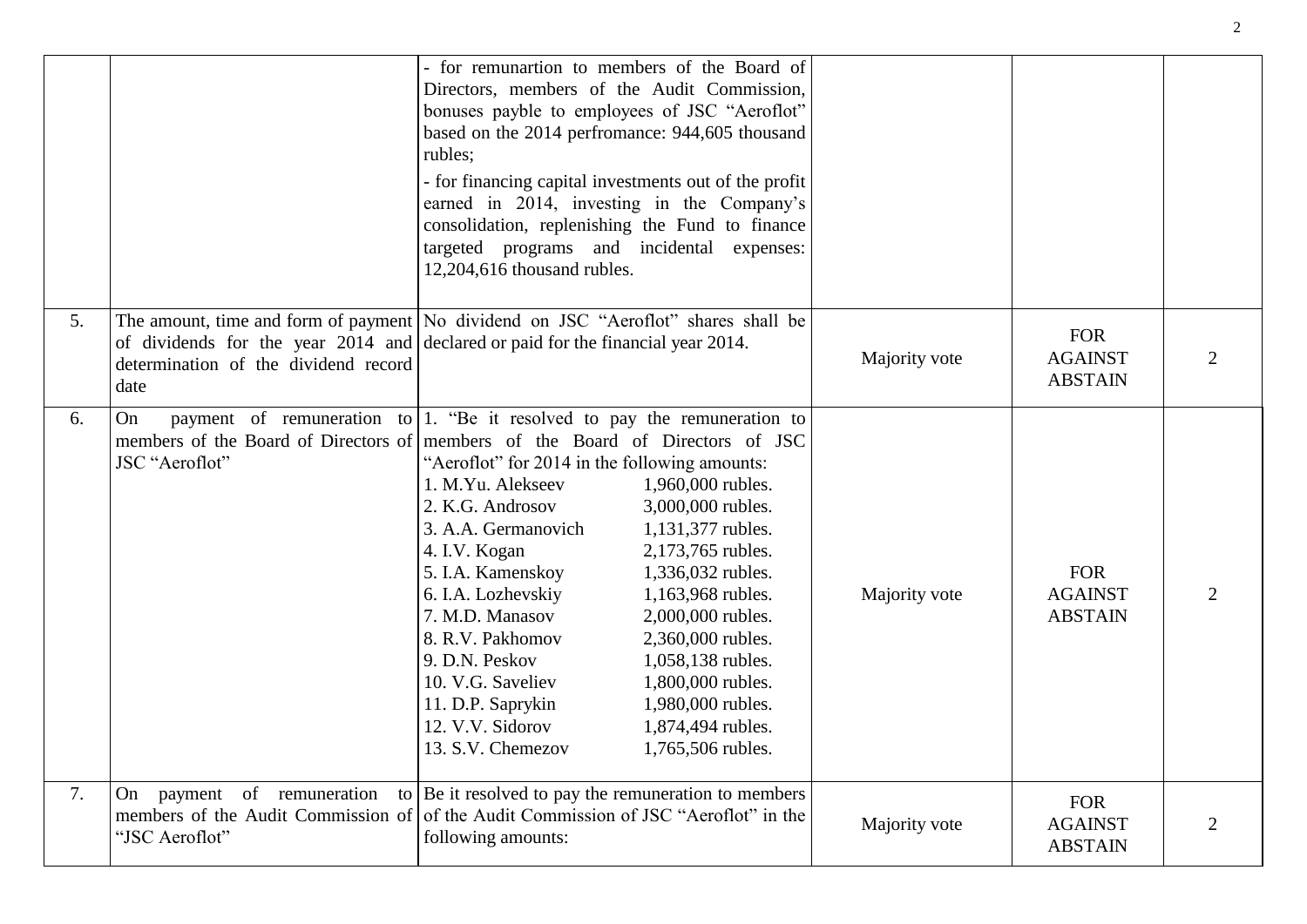| | | | | | |
|---|---|---|---|---|---|
| | | - for remunartion to members of the Board of Directors, members of the Audit Commission, bonuses payble to employees of JSC "Aeroflot" based on the 2014 perfromance: 944,605 thousand rubles;<br>- for financing capital investments out of the profit earned in 2014, investing in the Company's consolidation, replenishing the Fund to finance targeted programs and incidental expenses: 12,204,616 thousand rubles. | | | |
| 5. | The amount, time and form of payment of dividends for the year 2014 and determination of the dividend record date | No dividend on JSC "Aeroflot" shares shall be declared or paid for the financial year 2014. | Majority vote | FOR<br>AGAINST<br>ABSTAIN | 2 |
| 6. | On payment of remuneration to members of the Board of Directors of JSC "Aeroflot" | 1. "Be it resolved to pay the remuneration to members of the Board of Directors of JSC "Aeroflot" for 2014 in the following amounts:<br>1. M.Yu. Alekseev 1,960,000 rubles.<br>2. K.G. Androsov 3,000,000 rubles.<br>3. A.A. Germanovich 1,131,377 rubles.<br>4. I.V. Kogan 2,173,765 rubles.<br>5. I.A. Kamenskoy 1,336,032 rubles.<br>6. I.A. Lozhevskiy 1,163,968 rubles.<br>7. M.D. Manasov 2,000,000 rubles.<br>8. R.V. Pakhomov 2,360,000 rubles.<br>9. D.N. Peskov 1,058,138 rubles.<br>10. V.G. Saveliev 1,800,000 rubles.<br>11. D.P. Saprykin 1,980,000 rubles.<br>12. V.V. Sidorov 1,874,494 rubles.<br>13. S.V. Chemezov 1,765,506 rubles. | Majority vote | FOR<br>AGAINST<br>ABSTAIN | 2 |
| 7. | On payment of remuneration to members of the Audit Commission of "JSC Aeroflot" | Be it resolved to pay the remuneration to members of the Audit Commission of JSC "Aeroflot" in the following amounts: | Majority vote | FOR<br>AGAINST<br>ABSTAIN | 2 |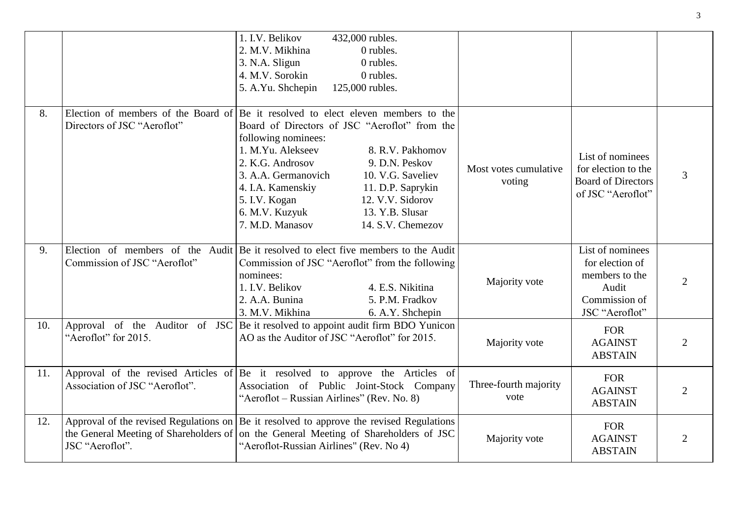| | | | | | |
|---|---|---|---|---|---|
| | | 1. I.V. Belikov 432,000 rubles.<br>2. M.V. Mikhina 0 rubles.<br>3. N.A. Sligun 0 rubles.<br>4. M.V. Sorokin 0 rubles.<br>5. A.Yu. Shchepin 125,000 rubles. | | | |
| 8. | Election of members of the Board of Directors of JSC "Aeroflot" | Be it resolved to elect eleven members to the Board of Directors of JSC "Aeroflot" from the following nominees:<br>1. M.Yu. Alekseev<br>2. K.G. Androsov<br>3. A.A. Germanovich<br>4. I.A. Kamenskiy<br>5. I.V. Kogan<br>6. M.V. Kuzyuk<br>7. M.D. Manasov<br>8. R.V. Pakhomov<br>9. D.N. Peskov<br>10. V.G. Saveliev<br>11. D.P. Saprykin<br>12. V.V. Sidorov<br>13. Y.B. Slusar<br>14. S.V. Chemezov | Most votes cumulative voting | List of nominees for election to the Board of Directors of JSC "Aeroflot" | 3 |
| 9. | Election of members of the Audit Commission of JSC "Aeroflot" | Be it resolved to elect five members to the Audit Commission of JSC "Aeroflot" from the following nominees:<br>1. I.V. Belikov<br>2. A.A. Bunina<br>3. M.V. Mikhina<br>4. E.S. Nikitina<br>5. P.M. Fradkov<br>6. A.Y. Shchepin | Majority vote | List of nominees for election of members to the Audit Commission of JSC "Aeroflot" | 2 |
| 10. | Approval of the Auditor of JSC "Aeroflot" for 2015. | Be it resolved to appoint audit firm BDO Yunicon AO as the Auditor of JSC "Aeroflot" for 2015. | Majority vote | FOR<br>AGAINST<br>ABSTAIN | 2 |
| 11. | Approval of the revised Articles of Association of JSC "Aeroflot". | Be it resolved to approve the Articles of Association of Public Joint-Stock Company "Aeroflot – Russian Airlines" (Rev. No. 8) | Three-fourth majority vote | FOR<br>AGAINST<br>ABSTAIN | 2 |
| 12. | Approval of the revised Regulations on the General Meeting of Shareholders of JSC "Aeroflot". | Be it resolved to approve the revised Regulations on the General Meeting of Shareholders of JSC "Aeroflot-Russian Airlines" (Rev. No 4) | Majority vote | FOR<br>AGAINST<br>ABSTAIN | 2 |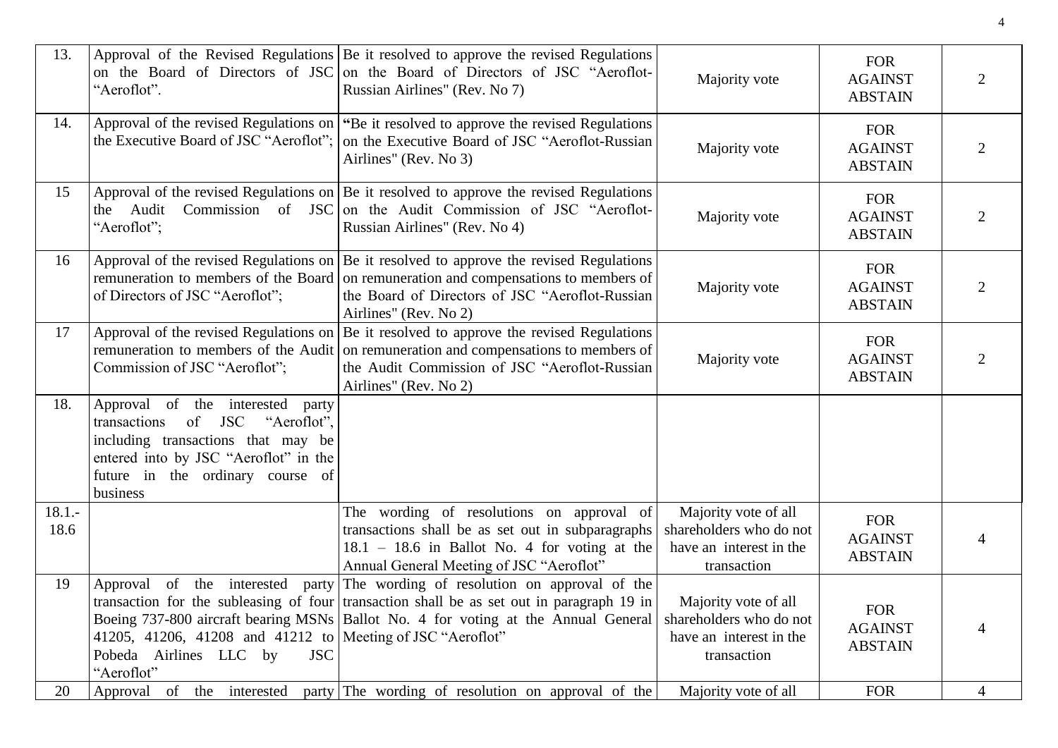| 13. | Approval of the Revised Regulations on the Board of Directors of JSC "Aeroflot". | Be it resolved to approve the revised Regulations on the Board of Directors of JSC "Aeroflot-Russian Airlines" (Rev. No 7) | Majority vote | FOR AGAINST ABSTAIN | 2 |
|---|---|---|---|---|---|
| 14. | Approval of the revised Regulations on the Executive Board of JSC "Aeroflot"; | "Be it resolved to approve the revised Regulations on the Executive Board of JSC "Aeroflot-Russian Airlines" (Rev. No 3) | Majority vote | FOR AGAINST ABSTAIN | 2 |
| 15 | Approval of the revised Regulations on the Audit Commission of JSC "Aeroflot"; | Be it resolved to approve the revised Regulations on the Audit Commission of JSC "Aeroflot-Russian Airlines" (Rev. No 4) | Majority vote | FOR AGAINST ABSTAIN | 2 |
| 16 | Approval of the revised Regulations on remuneration to members of the Board of Directors of JSC "Aeroflot"; | Be it resolved to approve the revised Regulations on remuneration and compensations to members of the Board of Directors of JSC "Aeroflot-Russian Airlines" (Rev. No 2) | Majority vote | FOR AGAINST ABSTAIN | 2 |
| 17 | Approval of the revised Regulations on remuneration to members of the Audit Commission of JSC "Aeroflot"; | Be it resolved to approve the revised Regulations on remuneration and compensations to members of the Audit Commission of JSC "Aeroflot-Russian Airlines" (Rev. No 2) | Majority vote | FOR AGAINST ABSTAIN | 2 |
| 18. | Approval of the interested party transactions of JSC "Aeroflot", including transactions that may be entered into by JSC "Aeroflot" in the future in the ordinary course of business | | | | |
| 18.1.-18.6 | | The wording of resolutions on approval of transactions shall be as set out in subparagraphs 18.1 – 18.6 in Ballot No. 4 for voting at the Annual General Meeting of JSC "Aeroflot" | Majority vote of all shareholders who do not have an interest in the transaction | FOR AGAINST ABSTAIN | 4 |
| 19 | Approval of the interested party transaction for the subleasing of four Boeing 737-800 aircraft bearing MSNs 41205, 41206, 41208 and 41212 to Pobeda Airlines LLC by JSC "Aeroflot" | The wording of resolution on approval of the transaction shall be as set out in paragraph 19 in Ballot No. 4 for voting at the Annual General Meeting of JSC "Aeroflot" | Majority vote of all shareholders who do not have an interest in the transaction | FOR AGAINST ABSTAIN | 4 |
| 20 | Approval of the interested party | The wording of resolution on approval of the | Majority vote of all | FOR | 4 |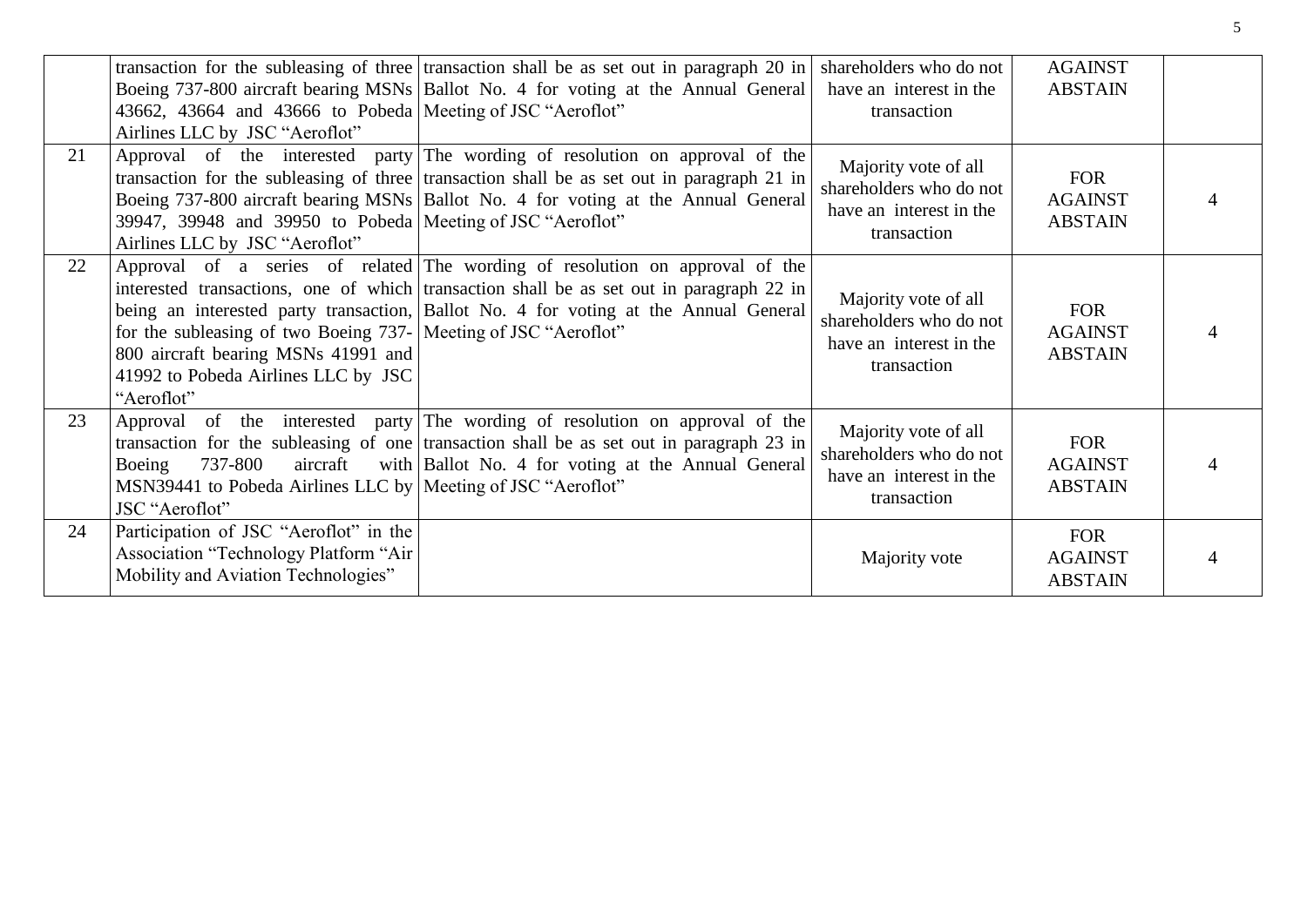| | | | | | |
|---|---|---|---|---|---|
| | transaction for the subleasing of three Boeing 737-800 aircraft bearing MSNs 43662, 43664 and 43666 to Pobeda Airlines LLC by JSC "Aeroflot" | transaction shall be as set out in paragraph 20 in Ballot No. 4 for voting at the Annual General Meeting of JSC "Aeroflot" | shareholders who do not have an interest in the transaction | AGAINST ABSTAIN | |
| 21 | Approval of the interested party transaction for the subleasing of three Boeing 737-800 aircraft bearing MSNs 39947, 39948 and 39950 to Pobeda Airlines LLC by JSC "Aeroflot" | The wording of resolution on approval of the transaction shall be as set out in paragraph 21 in Ballot No. 4 for voting at the Annual General Meeting of JSC "Aeroflot" | Majority vote of all shareholders who do not have an interest in the transaction | FOR AGAINST ABSTAIN | 4 |
| 22 | Approval of a series of related interested transactions, one of which being an interested party transaction, for the subleasing of two Boeing 737-800 aircraft bearing MSNs 41991 and 41992 to Pobeda Airlines LLC by JSC "Aeroflot" | The wording of resolution on approval of the transaction shall be as set out in paragraph 22 in Ballot No. 4 for voting at the Annual General Meeting of JSC "Aeroflot" | Majority vote of all shareholders who do not have an interest in the transaction | FOR AGAINST ABSTAIN | 4 |
| 23 | Approval of the interested party transaction for the subleasing of one Boeing 737-800 aircraft with MSN39441 to Pobeda Airlines LLC by JSC "Aeroflot" | The wording of resolution on approval of the transaction shall be as set out in paragraph 23 in Ballot No. 4 for voting at the Annual General Meeting of JSC "Aeroflot" | Majority vote of all shareholders who do not have an interest in the transaction | FOR AGAINST ABSTAIN | 4 |
| 24 | Participation of JSC "Aeroflot" in the Association "Technology Platform "Air Mobility and Aviation Technologies" | | Majority vote | FOR AGAINST ABSTAIN | 4 |